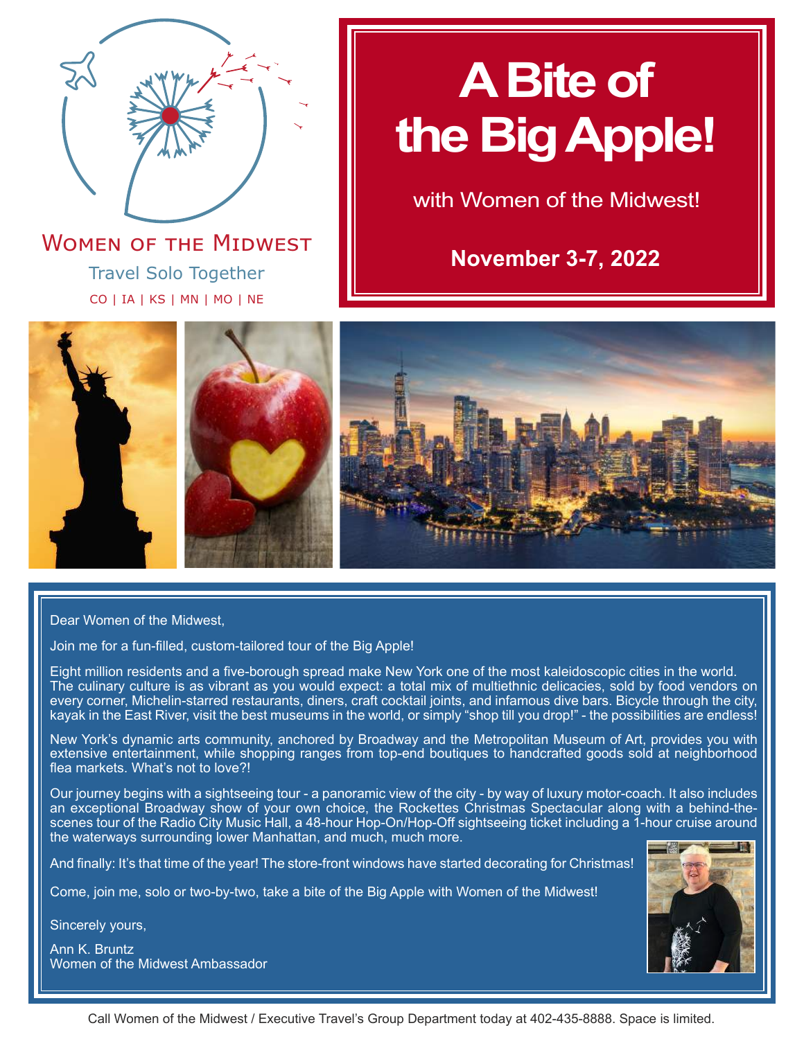Women of the Midwest

Travel Solo Together

CO | IA | KS | MN | MO | NE

# A Bite of the Big Apple!

with Women of the Midwest!

**November 3-7, 2022**

Dear Women of the Midwest,

Join me for a fun-filled, custom-tailored tour of the Big Apple!

Eight million residents and a five-borough spread make New York one of the most kaleidoscopic cities in the world. The culinary culture is as vibrant as you would expect: a total mix of multiethnic delicacies, sold by food vendors on every corner, Michelin-starred restaurants, diners, craft cocktail joints, and infamous dive bars. Bicycle through the city, kayak in the East River, visit the best museums in the world, or simply "shop till you drop!" - the possibilities are endless!

New York's dynamic arts community, anchored by Broadway and the Metropolitan Museum of Art, provides you with extensive entertainment, while shopping ranges from top-end boutiques to handcrafted goods sold at neighborhood flea markets. What's not to love?!

Our journey begins with a sightseeing tour - a panoramic view of the city - by way of luxury motor-coach. It also includes an exceptional Broadway show of your own choice, the Rockettes Christmas Spectacular along with a behind-the-scenes tour of the Radio City Music Hall, a 48-hour Hop-On/Hop-Off sightseeing ticket including a 1-hour cruise around the waterways surrounding lower Manhattan, and much, much more.

And finally: It's that time of the year! The store-front windows have started decorating for Christmas!

Come, join me, solo or two-by-two, take a bite of the Big Apple with Women of the Midwest!

Sincerely yours,

Ann K. Bruntz
Women of the Midwest Ambassador

Call Women of the Midwest / Executive Travel's Group Department today at 402-435-8888. Space is limited.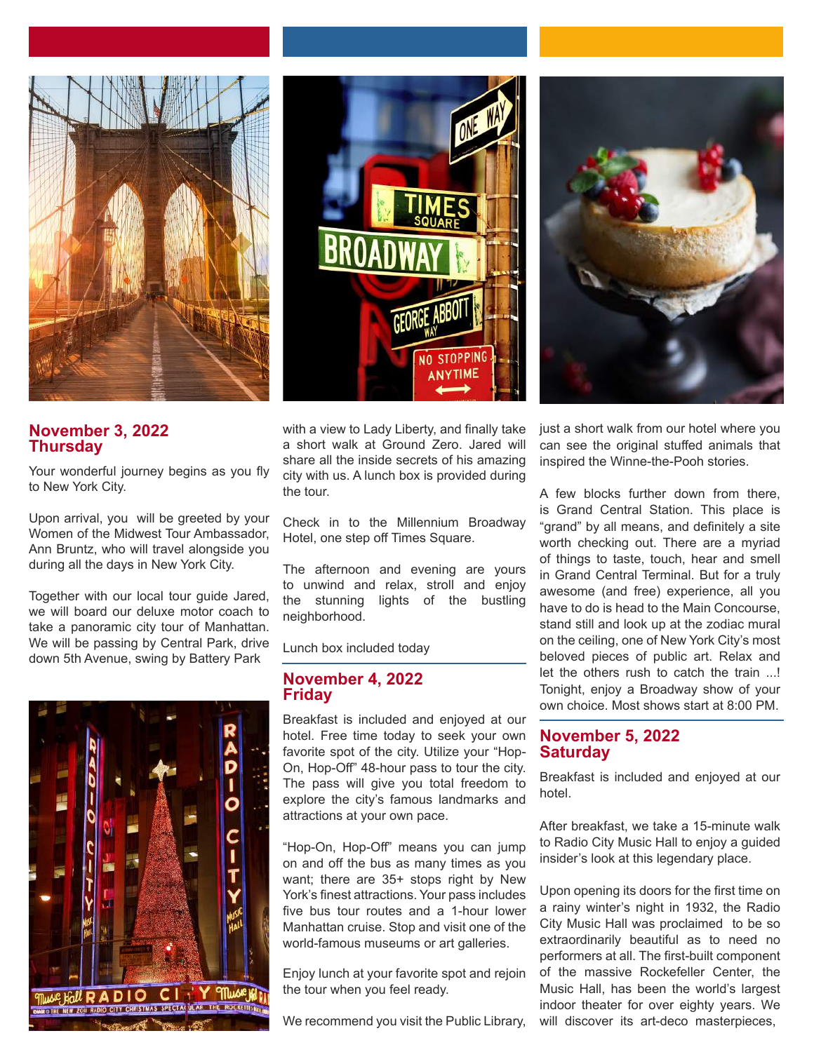## November 3, 2022 Thursday

Your wonderful journey begins as you fly to New York City.

Upon arrival, you will be greeted by your Women of the Midwest Tour Ambassador, Ann Bruntz, who will travel alongside you during all the days in New York City.

Together with our local tour guide Jared, we will board our deluxe motor coach to take a panoramic city tour of Manhattan. We will be passing by Central Park, drive down 5th Avenue, swing by Battery Park with a view to Lady Liberty, and finally take a short walk at Ground Zero. Jared will share all the inside secrets of his amazing city with us. A lunch box is provided during the tour.

Check in to the Millennium Broadway Hotel, one step off Times Square.

The afternoon and evening are yours to unwind and relax, stroll and enjoy the stunning lights of the bustling neighborhood.

Lunch box included today

## November 4, 2022 Friday

Breakfast is included and enjoyed at our hotel. Free time today to seek your own favorite spot of the city. Utilize your "Hop-On, Hop-Off" 48-hour pass to tour the city. The pass will give you total freedom to explore the city's famous landmarks and attractions at your own pace.

"Hop-On, Hop-Off" means you can jump on and off the bus as many times as you want; there are 35+ stops right by New York's finest attractions. Your pass includes five bus tour routes and a 1-hour lower Manhattan cruise. Stop and visit one of the world-famous museums or art galleries.

Enjoy lunch at your favorite spot and rejoin the tour when you feel ready.

We recommend you visit the Public Library, just a short walk from our hotel where you can see the original stuffed animals that inspired the Winne-the-Pooh stories.

A few blocks further down from there, is Grand Central Station. This place is "grand" by all means, and definitely a site worth checking out. There are a myriad of things to taste, touch, hear and smell in Grand Central Terminal. But for a truly awesome (and free) experience, all you have to do is head to the Main Concourse, stand still and look up at the zodiac mural on the ceiling, one of New York City's most beloved pieces of public art. Relax and let the others rush to catch the train ...! Tonight, enjoy a Broadway show of your own choice. Most shows start at 8:00 PM.

## November 5, 2022 Saturday

Breakfast is included and enjoyed at our hotel.

After breakfast, we take a 15-minute walk to Radio City Music Hall to enjoy a guided insider's look at this legendary place.

Upon opening its doors for the first time on a rainy winter's night in 1932, the Radio City Music Hall was proclaimed to be so extraordinarily beautiful as to need no performers at all. The first-built component of the massive Rockefeller Center, the Music Hall, has been the world's largest indoor theater for over eighty years. We will discover its art-deco masterpieces,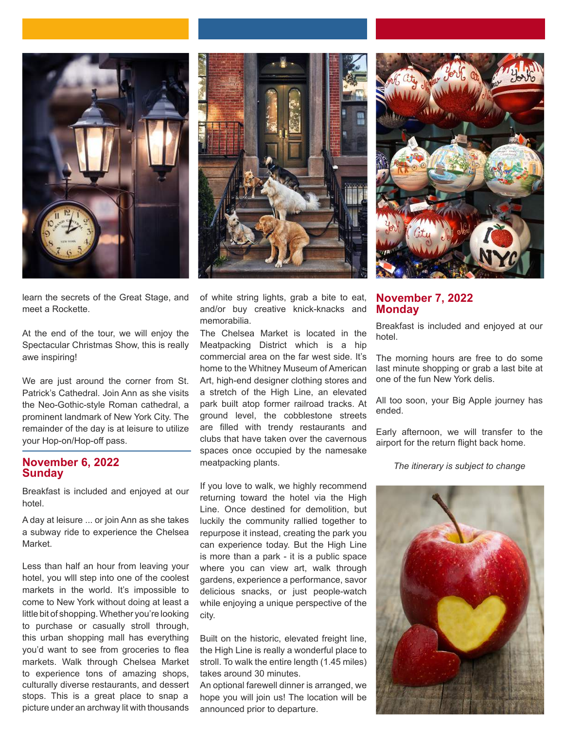learn the secrets of the Great Stage, and meet a Rockette.

At the end of the tour, we will enjoy the Spectacular Christmas Show, this is really awe inspiring!

We are just around the corner from St. Patrick's Cathedral. Join Ann as she visits the Neo-Gothic-style Roman cathedral, a prominent landmark of New York City. The remainder of the day is at leisure to utilize your Hop-on/Hop-off pass.

## November 6, 2022 Sunday

Breakfast is included and enjoyed at our hotel.

A day at leisure ... or join Ann as she takes a subway ride to experience the Chelsea Market.

Less than half an hour from leaving your hotel, you wlll step into one of the coolest markets in the world. It's impossible to come to New York without doing at least a little bit of shopping. Whether you're looking to purchase or casually stroll through, this urban shopping mall has everything you'd want to see from groceries to flea markets. Walk through Chelsea Market to experience tons of amazing shops, culturally diverse restaurants, and dessert stops. This is a great place to snap a picture under an archway lit with thousands of white string lights, grab a bite to eat, and/or buy creative knick-knacks and memorabilia.

The Chelsea Market is located in the Meatpacking District which is a hip commercial area on the far west side. It's home to the Whitney Museum of American Art, high-end designer clothing stores and a stretch of the High Line, an elevated park built atop former railroad tracks. At ground level, the cobblestone streets are filled with trendy restaurants and clubs that have taken over the cavernous spaces once occupied by the namesake meatpacking plants.

If you love to walk, we highly recommend returning toward the hotel via the High Line. Once destined for demolition, but luckily the community rallied together to repurpose it instead, creating the park you can experience today. But the High Line is more than a park - it is a public space where you can view art, walk through gardens, experience a performance, savor delicious snacks, or just people-watch while enjoying a unique perspective of the city.

Built on the historic, elevated freight line, the High Line is really a wonderful place to stroll. To walk the entire length (1.45 miles) takes around 30 minutes.

An optional farewell dinner is arranged, we hope you will join us! The location will be announced prior to departure.

## November 7, 2022 Monday

Breakfast is included and enjoyed at our hotel.

The morning hours are free to do some last minute shopping or grab a last bite at one of the fun New York delis.

All too soon, your Big Apple journey has ended.

Early afternoon, we will transfer to the airport for the return flight back home.

*The itinerary is subject to change*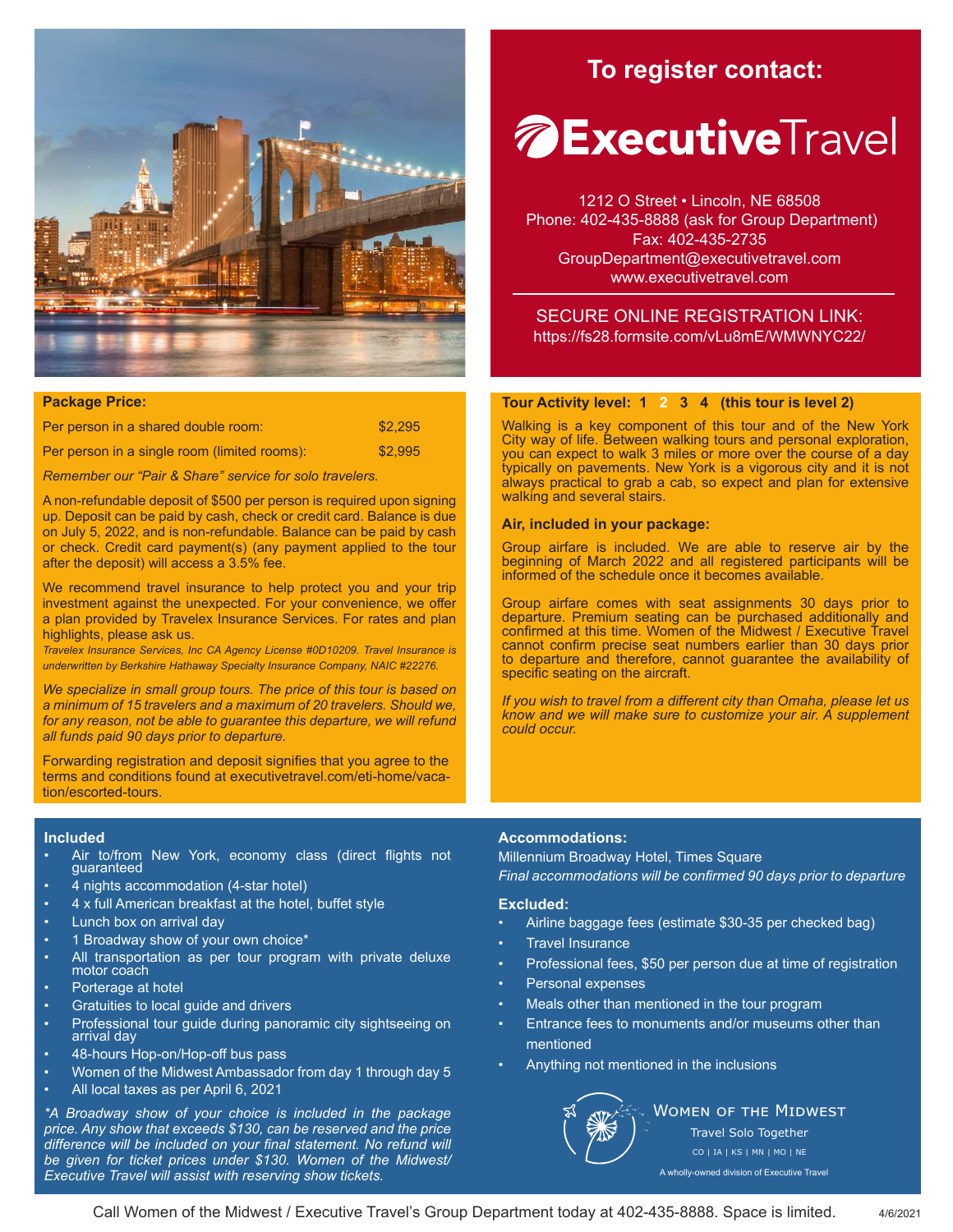## To register contact:

**ExecutiveTravel**

1212 O Street • Lincoln, NE 68508
Phone: 402-435-8888 (ask for Group Department)
Fax: 402-435-2735
GroupDepartment@executivetravel.com
www.executivetravel.com

SECURE ONLINE REGISTRATION LINK:
https://fs28.formsite.com/vLu8mE/WMWNYC22/

### Package Price:

| | |
|---|---|
| Per person in a shared double room: | $2,295 |
| Per person in a single room (limited rooms): | $2,995 |

*Remember our "Pair & Share" service for solo travelers.*

A non-refundable deposit of $500 per person is required upon signing up. Deposit can be paid by cash, check or credit card. Balance is due on July 5, 2022, and is non-refundable. Balance can be paid by cash or check. Credit card payment(s) (any payment applied to the tour after the deposit) will access a 3.5% fee.

We recommend travel insurance to help protect you and your trip investment against the unexpected. For your convenience, we offer a plan provided by Travelex Insurance Services. For rates and plan highlights, please ask us.

*Travelex Insurance Services, Inc CA Agency License #0D10209. Travel Insurance is underwritten by Berkshire Hathaway Specialty Insurance Company, NAIC #22276.*

*We specialize in small group tours. The price of this tour is based on a minimum of 15 travelers and a maximum of 20 travelers. Should we, for any reason, not be able to guarantee this departure, we will refund all funds paid 90 days prior to departure.*

Forwarding registration and deposit signifies that you agree to the terms and conditions found at executivetravel.com/eti-home/vacation/escorted-tours.

### Tour Activity level: 1 2 3 4 (this tour is level 2)

Walking is a key component of this tour and of the New York City way of life. Between walking tours and personal exploration, you can expect to walk 3 miles or more over the course of a day typically on pavements. New York is a vigorous city and it is not always practical to grab a cab, so expect and plan for extensive walking and several stairs.

### Air, included in your package:

Group airfare is included. We are able to reserve air by the beginning of March 2022 and all registered participants will be informed of the schedule once it becomes available.

Group airfare comes with seat assignments 30 days prior to departure. Premium seating can be purchased additionally and confirmed at this time. Women of the Midwest / Executive Travel cannot confirm precise seat numbers earlier than 30 days prior to departure and therefore, cannot guarantee the availability of specific seating on the aircraft.

*If you wish to travel from a different city than Omaha, please let us know and we will make sure to customize your air. A supplement could occur.*

### Included

- Air to/from New York, economy class (direct flights not guaranteed
- 4 nights accommodation (4-star hotel)
- 4 x full American breakfast at the hotel, buffet style
- Lunch box on arrival day
- 1 Broadway show of your own choice*
- All transportation as per tour program with private deluxe motor coach
- Porterage at hotel
- Gratuities to local guide and drivers
- Professional tour guide during panoramic city sightseeing on arrival day
- 48-hours Hop-on/Hop-off bus pass
- Women of the Midwest Ambassador from day 1 through day 5
- All local taxes as per April 6, 2021

*\*A Broadway show of your choice is included in the package price. Any show that exceeds $130, can be reserved and the price difference will be included on your final statement. No refund will be given for ticket prices under $130. Women of the Midwest/ Executive Travel will assist with reserving show tickets.*

### Accommodations:

Millennium Broadway Hotel, Times Square

*Final accommodations will be confirmed 90 days prior to departure*

### Excluded:

- Airline baggage fees (estimate $30-35 per checked bag)
- Travel Insurance
- Professional fees, $50 per person due at time of registration
- Personal expenses
- Meals other than mentioned in the tour program
- Entrance fees to monuments and/or museums other than mentioned
- Anything not mentioned in the inclusions

Women of the Midwest
Travel Solo Together
CO | IA | KS | MN | MO | NE
A wholly-owned division of Executive Travel

Call Women of the Midwest / Executive Travel's Group Department today at 402-435-8888. Space is limited.

4/6/2021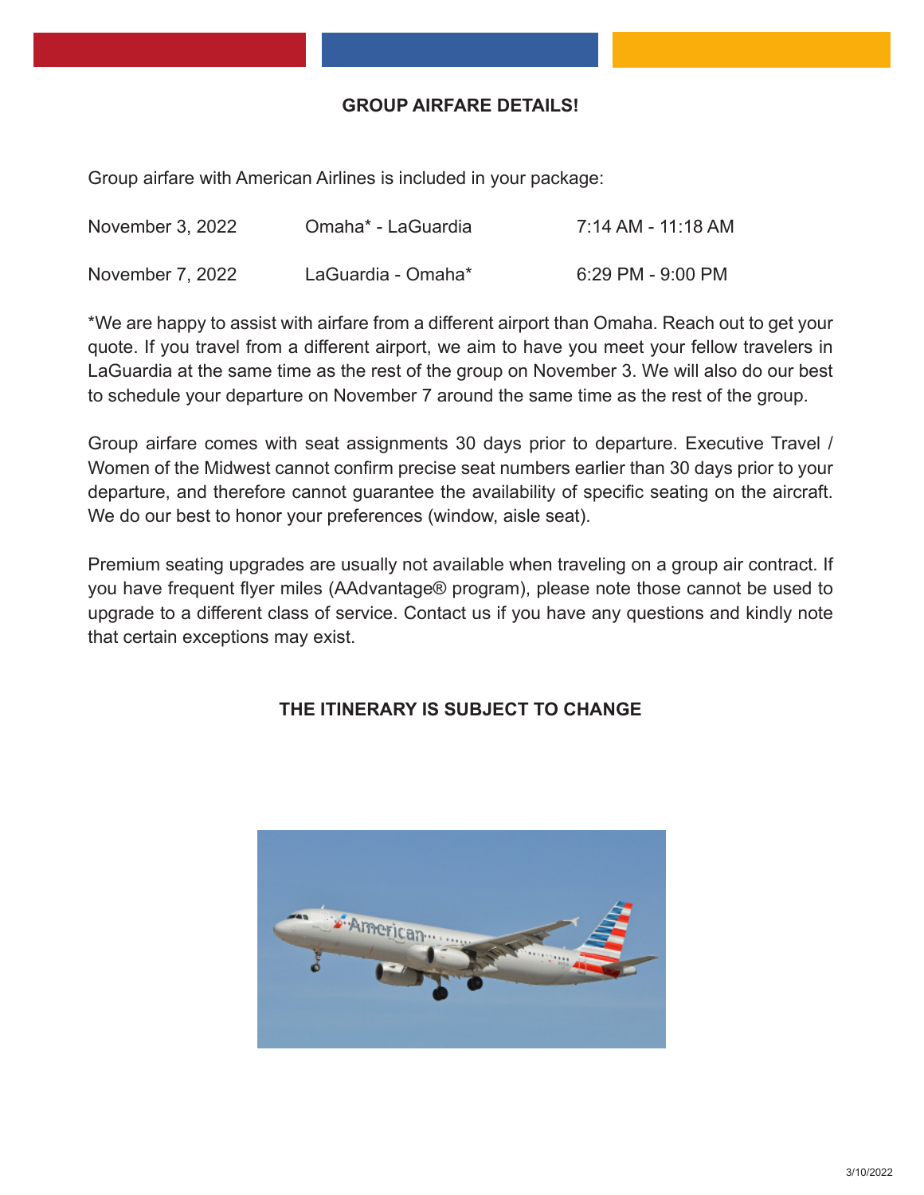## GROUP AIRFARE DETAILS!

Group airfare with American Airlines is included in your package:

| | | |
|---|---|---|
| November 3, 2022 | Omaha* - LaGuardia | 7:14 AM - 11:18 AM |
| November 7, 2022 | LaGuardia - Omaha* | 6:29 PM - 9:00 PM |

*We are happy to assist with airfare from a different airport than Omaha. Reach out to get your quote. If you travel from a different airport, we aim to have you meet your fellow travelers in LaGuardia at the same time as the rest of the group on November 3. We will also do our best to schedule your departure on November 7 around the same time as the rest of the group.

Group airfare comes with seat assignments 30 days prior to departure. Executive Travel / Women of the Midwest cannot confirm precise seat numbers earlier than 30 days prior to your departure, and therefore cannot guarantee the availability of specific seating on the aircraft. We do our best to honor your preferences (window, aisle seat).

Premium seating upgrades are usually not available when traveling on a group air contract. If you have frequent flyer miles (AAdvantage® program), please note those cannot be used to upgrade to a different class of service. Contact us if you have any questions and kindly note that certain exceptions may exist.

**THE ITINERARY IS SUBJECT TO CHANGE**

3/10/2022